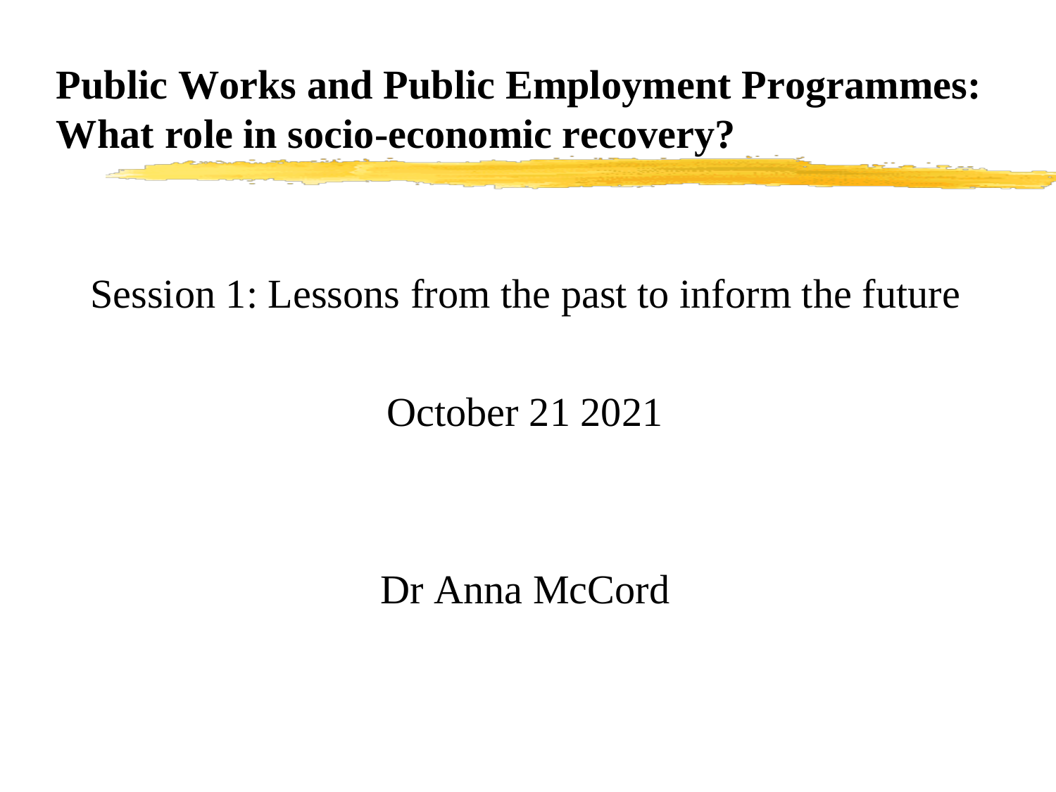# Public Works and Public Employment Programmes: What role in socio-economic recovery?

Session 1: Lessons from the past to inform the future

October 21 2021

Dr Anna McCord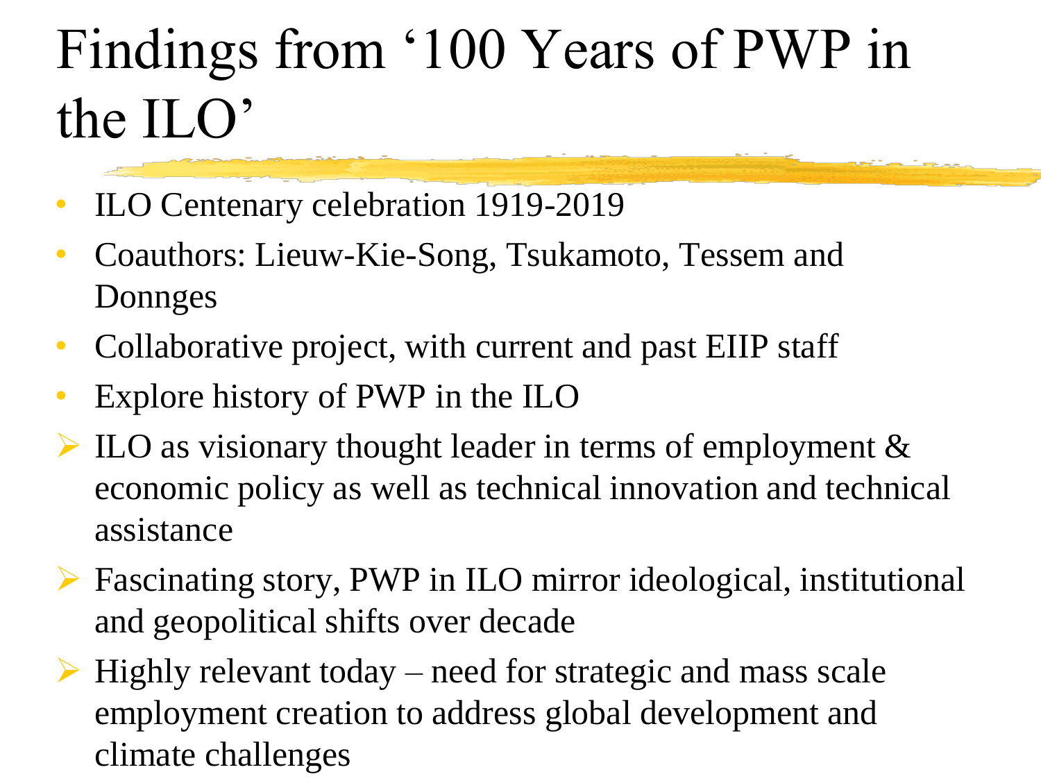# Findings from '100 Years of PWP in the ILO'

- ILO Centenary celebration 1919-2019
- Coauthors: Lieuw-Kie-Song, Tsukamoto, Tessem and Donnges
- Collaborative project, with current and past EIIP staff
- Explore history of PWP in the ILO

- ILO as visionary thought leader in terms of employment & economic policy as well as technical innovation and technical assistance
- Fascinating story, PWP in ILO mirror ideological, institutional and geopolitical shifts over decade
- Highly relevant today – need for strategic and mass scale employment creation to address global development and climate challenges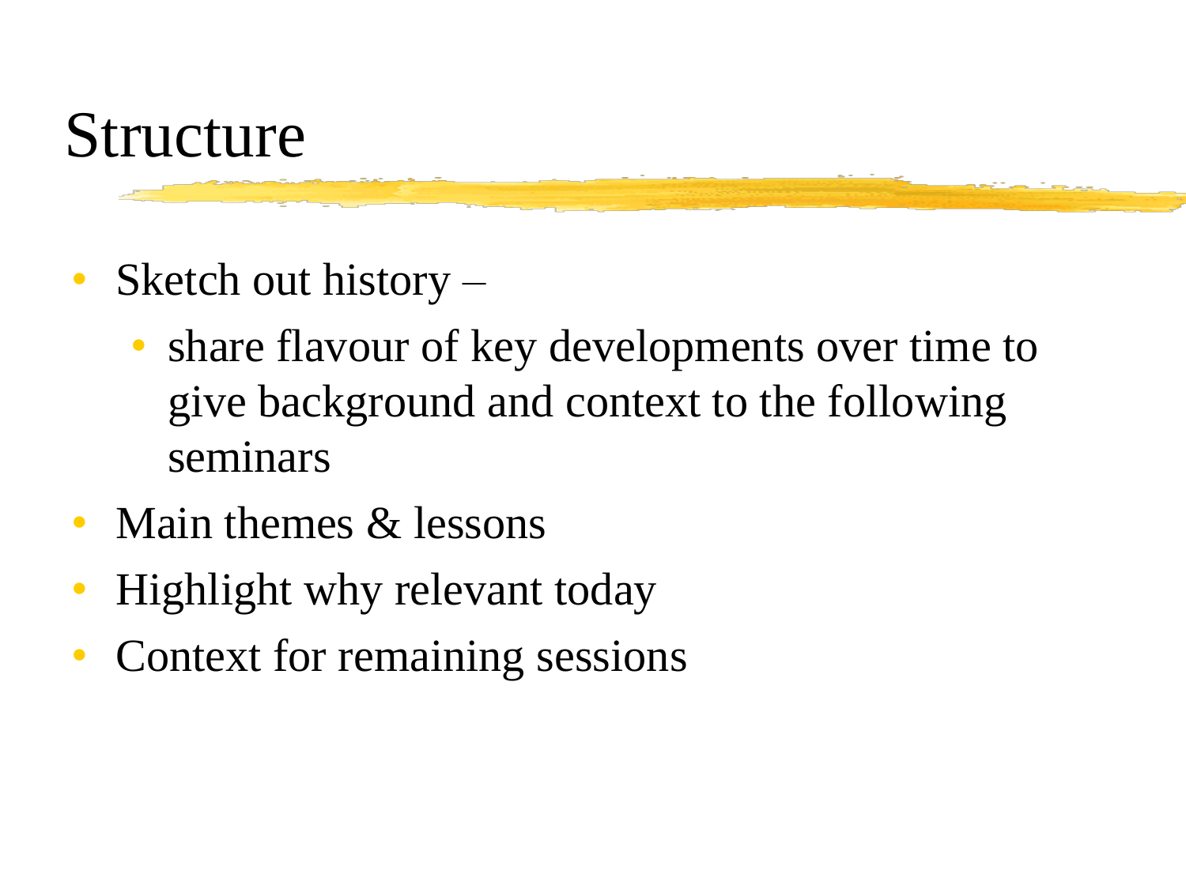# Structure

- Sketch out history –
  - share flavour of key developments over time to give background and context to the following seminars
- Main themes & lessons
- Highlight why relevant today
- Context for remaining sessions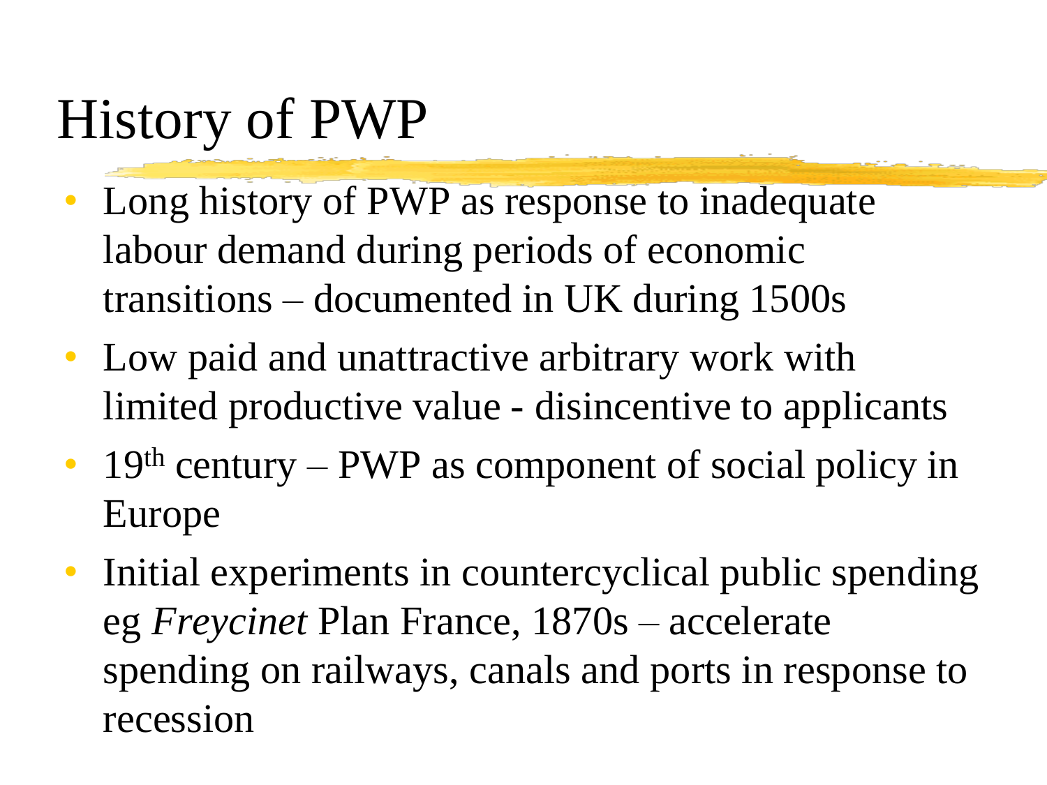# History of PWP

- Long history of PWP as response to inadequate labour demand during periods of economic transitions – documented in UK during 1500s
- Low paid and unattractive arbitrary work with limited productive value - disincentive to applicants
- 19th century – PWP as component of social policy in Europe
- Initial experiments in countercyclical public spending eg *Freycinet* Plan France, 1870s – accelerate spending on railways, canals and ports in response to recession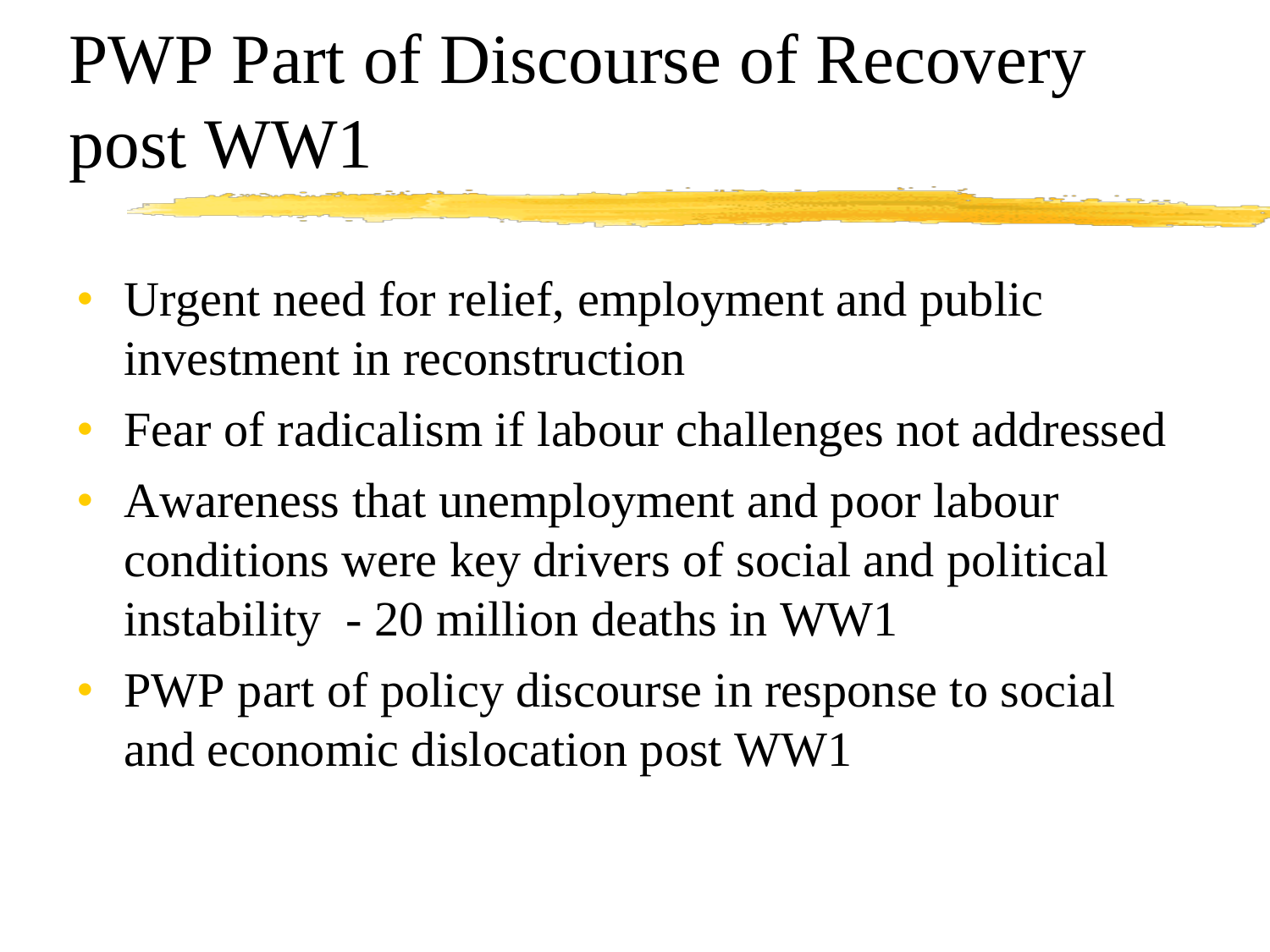# PWP Part of Discourse of Recovery post WW1

- Urgent need for relief, employment and public investment in reconstruction
- Fear of radicalism if labour challenges not addressed
- Awareness that unemployment and poor labour conditions were key drivers of social and political instability - 20 million deaths in WW1
- PWP part of policy discourse in response to social and economic dislocation post WW1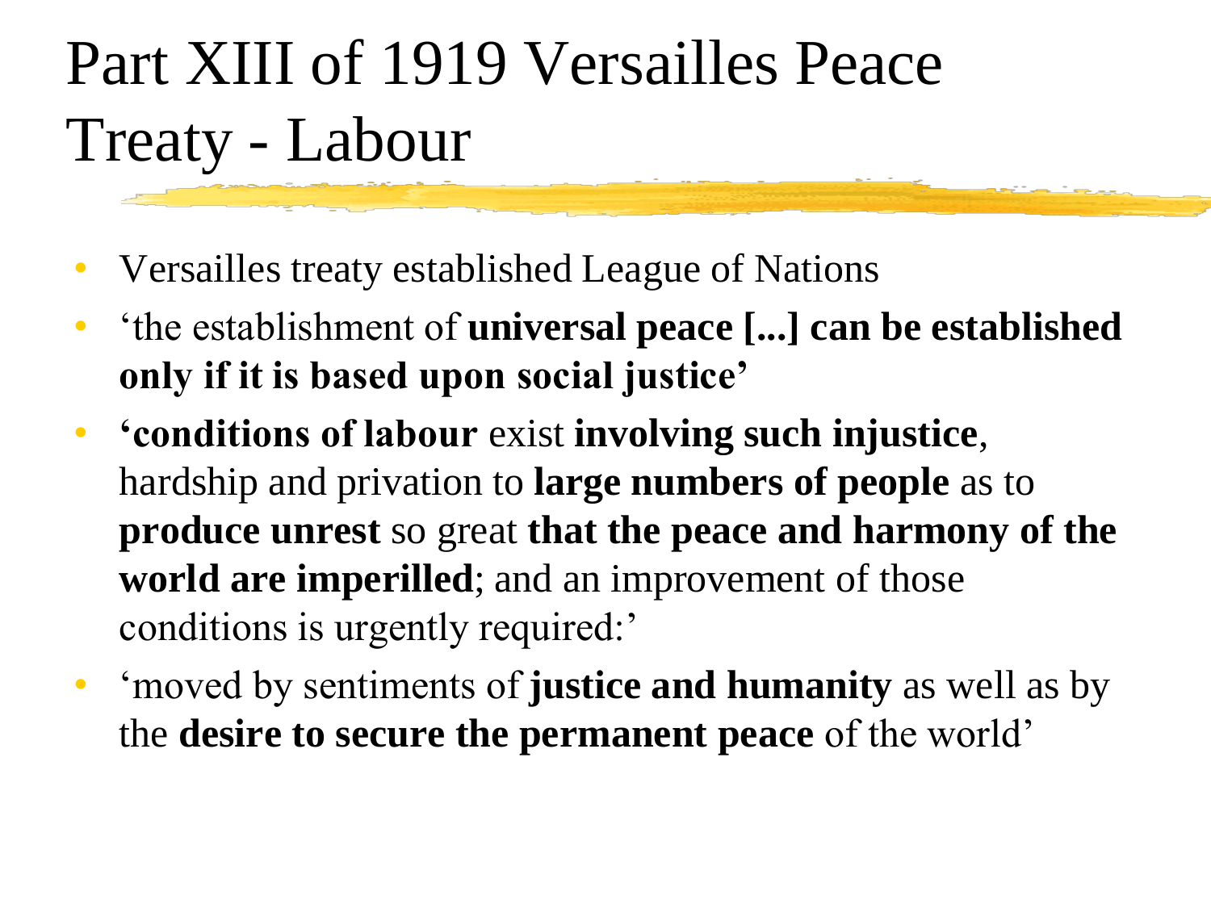# Part XIII of 1919 Versailles Peace Treaty - Labour

- Versailles treaty established League of Nations
- ‘the establishment of **universal peace [...] can be established only if it is based upon social justice’**
- **‘conditions of labour** exist **involving such injustice**, hardship and privation to **large numbers of people** as to **produce unrest** so great **that the peace and harmony of the world are imperilled**; and an improvement of those conditions is urgently required:’
- ‘moved by sentiments of **justice and humanity** as well as by the **desire to secure the permanent peace** of the world’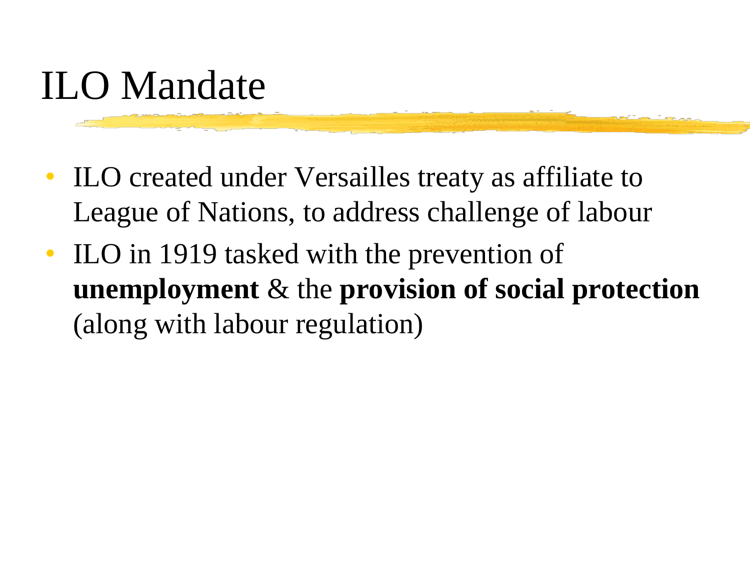# ILO Mandate

- ILO created under Versailles treaty as affiliate to League of Nations, to address challenge of labour
- ILO in 1919 tasked with the prevention of **unemployment** & the **provision of social protection** (along with labour regulation)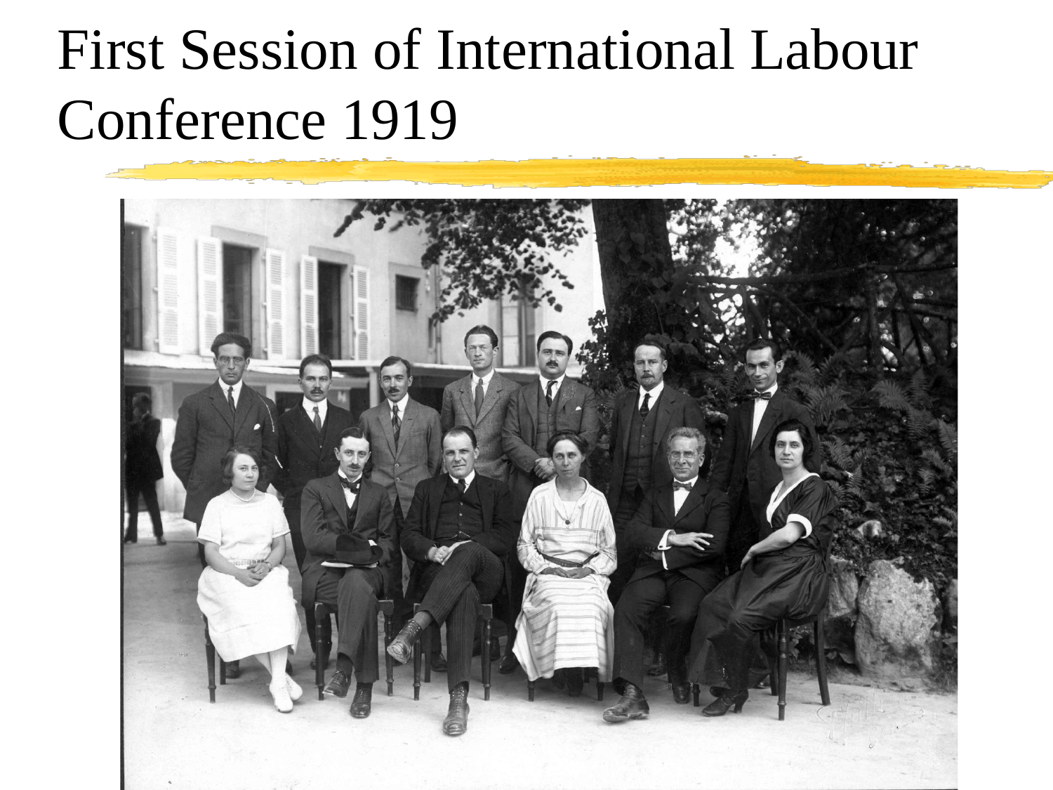# First Session of International Labour Conference 1919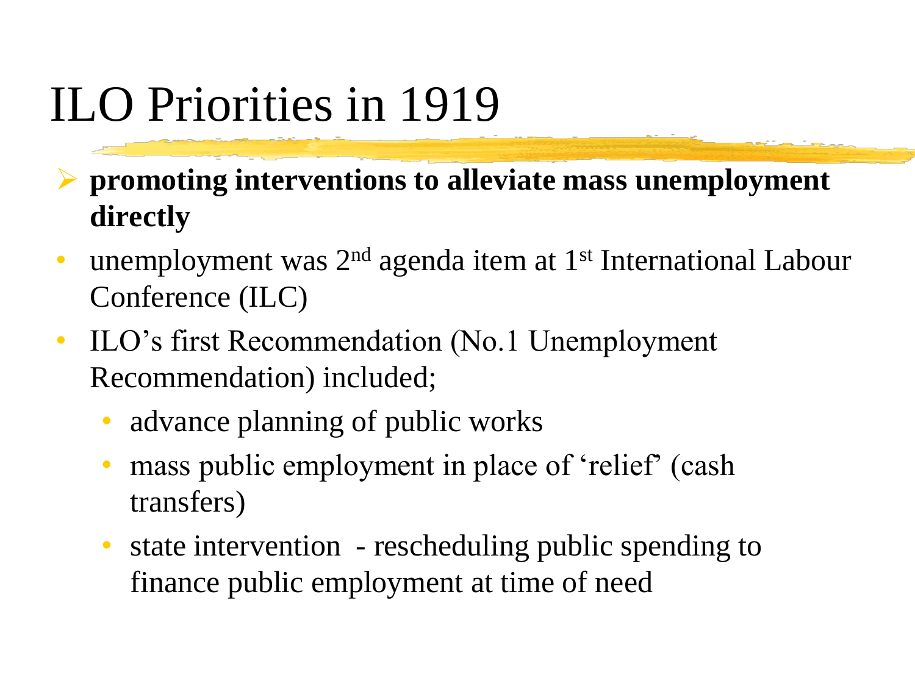# ILO Priorities in 1919

- **promoting interventions to alleviate mass unemployment directly**
- unemployment was 2nd agenda item at 1st International Labour Conference (ILC)
- ILO's first Recommendation (No.1 Unemployment Recommendation) included;
  - advance planning of public works
  - mass public employment in place of 'relief' (cash transfers)
  - state intervention - rescheduling public spending to finance public employment at time of need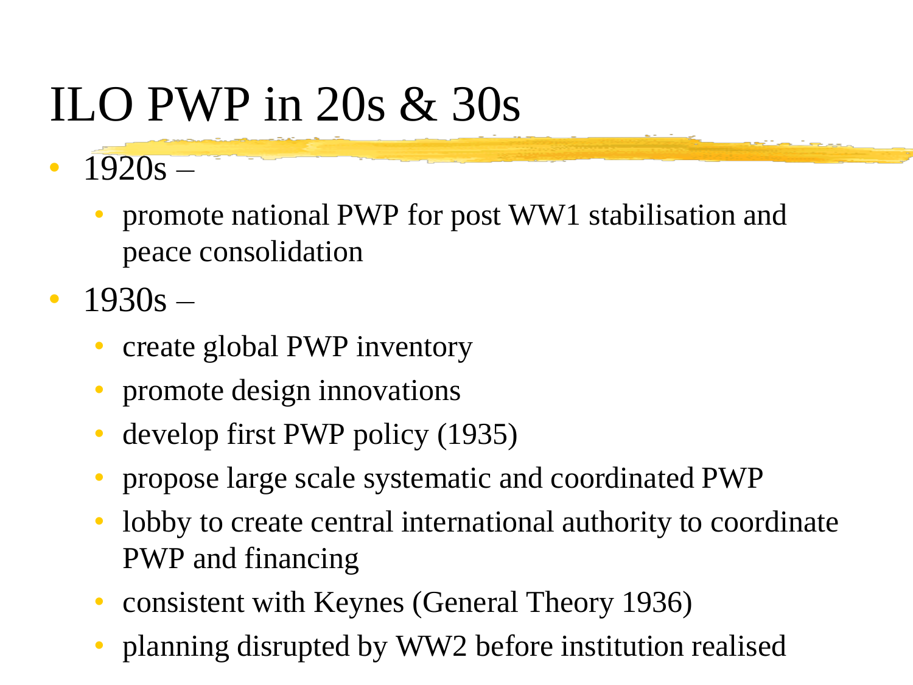# ILO PWP in 20s & 30s

- 1920s –
  - promote national PWP for post WW1 stabilisation and peace consolidation
- 1930s –
  - create global PWP inventory
  - promote design innovations
  - develop first PWP policy (1935)
  - propose large scale systematic and coordinated PWP
  - lobby to create central international authority to coordinate PWP and financing
  - consistent with Keynes (General Theory 1936)
  - planning disrupted by WW2 before institution realised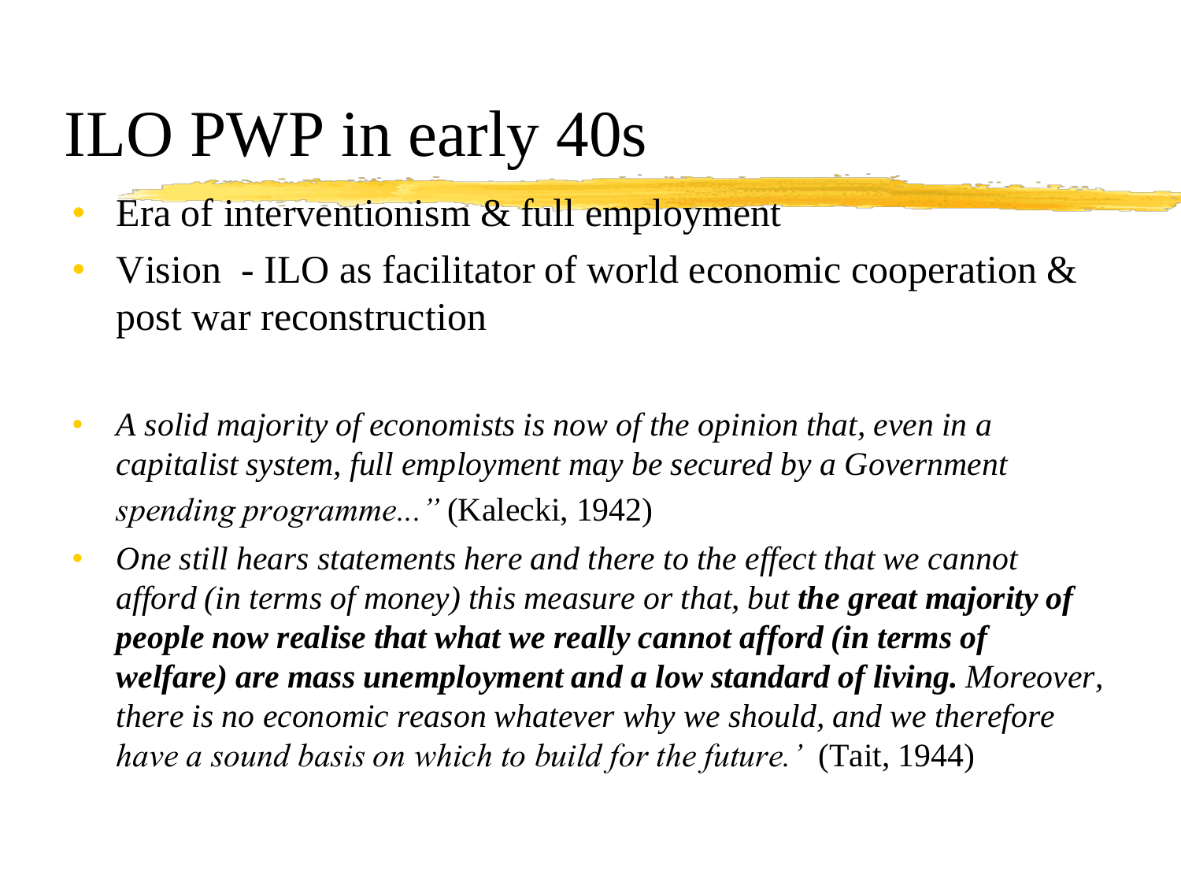# ILO PWP in early 40s

- Era of interventionism & full employment
- Vision - ILO as facilitator of world economic cooperation & post war reconstruction

- *A solid majority of economists is now of the opinion that, even in a capitalist system, full employment may be secured by a Government spending programme..."* (Kalecki, 1942)
- *One still hears statements here and there to the effect that we cannot afford (in terms of money) this measure or that, but **the great majority of people now realise that what we really cannot afford (in terms of welfare) are mass unemployment and a low standard of living.** Moreover, there is no economic reason whatever why we should, and we therefore have a sound basis on which to build for the future.'* (Tait, 1944)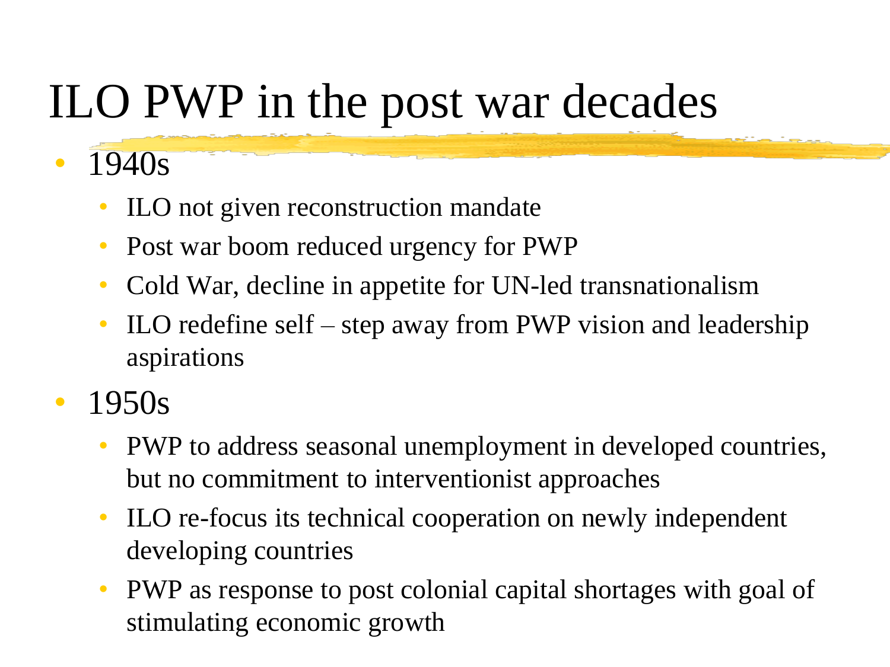# ILO PWP in the post war decades

- 1940s
  - ILO not given reconstruction mandate
  - Post war boom reduced urgency for PWP
  - Cold War, decline in appetite for UN-led transnationalism
  - ILO redefine self – step away from PWP vision and leadership aspirations
- 1950s
  - PWP to address seasonal unemployment in developed countries, but no commitment to interventionist approaches
  - ILO re-focus its technical cooperation on newly independent developing countries
  - PWP as response to post colonial capital shortages with goal of stimulating economic growth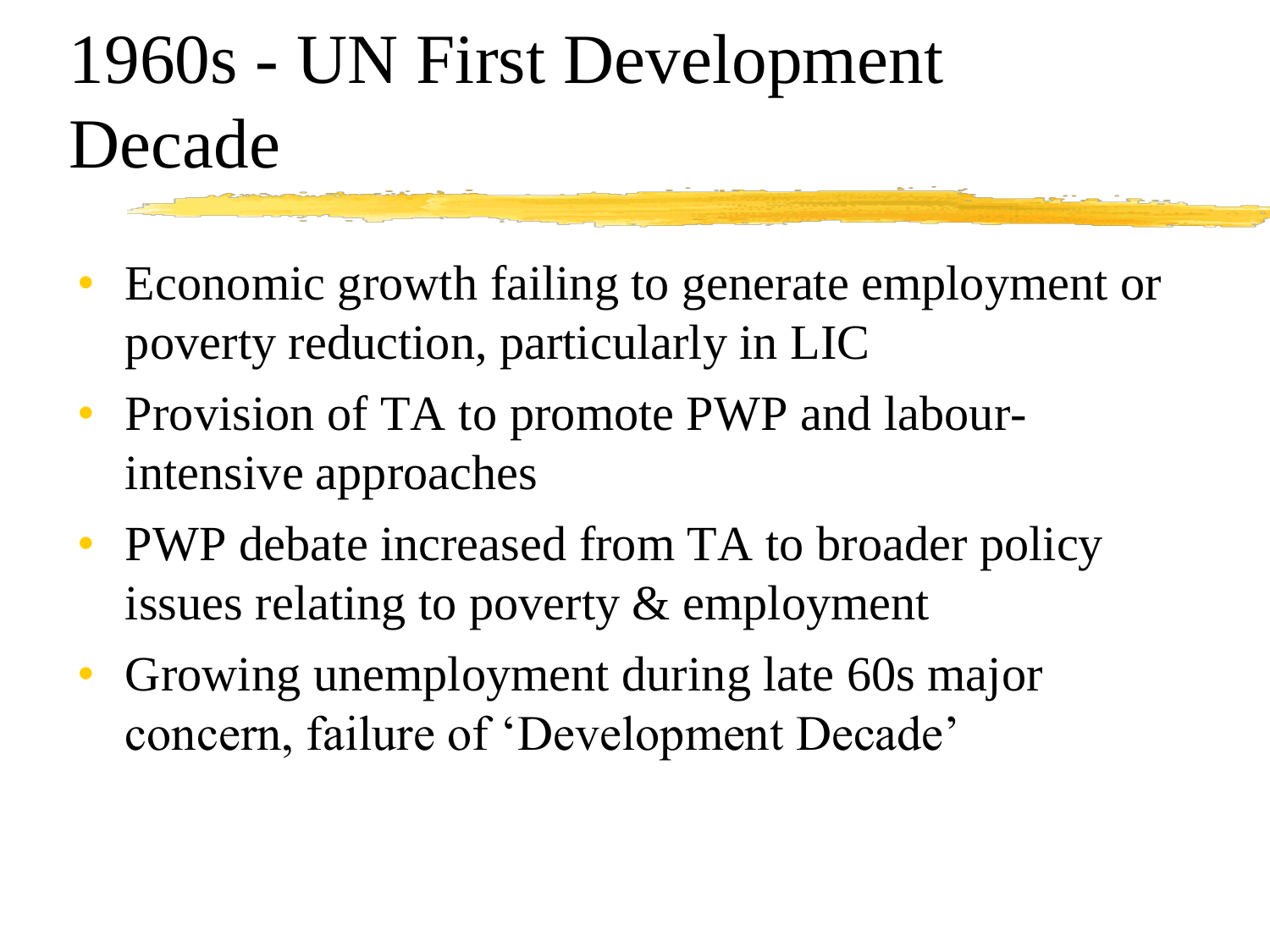# 1960s - UN First Development Decade

- Economic growth failing to generate employment or poverty reduction, particularly in LIC
- Provision of TA to promote PWP and labour-intensive approaches
- PWP debate increased from TA to broader policy issues relating to poverty & employment
- Growing unemployment during late 60s major concern, failure of 'Development Decade'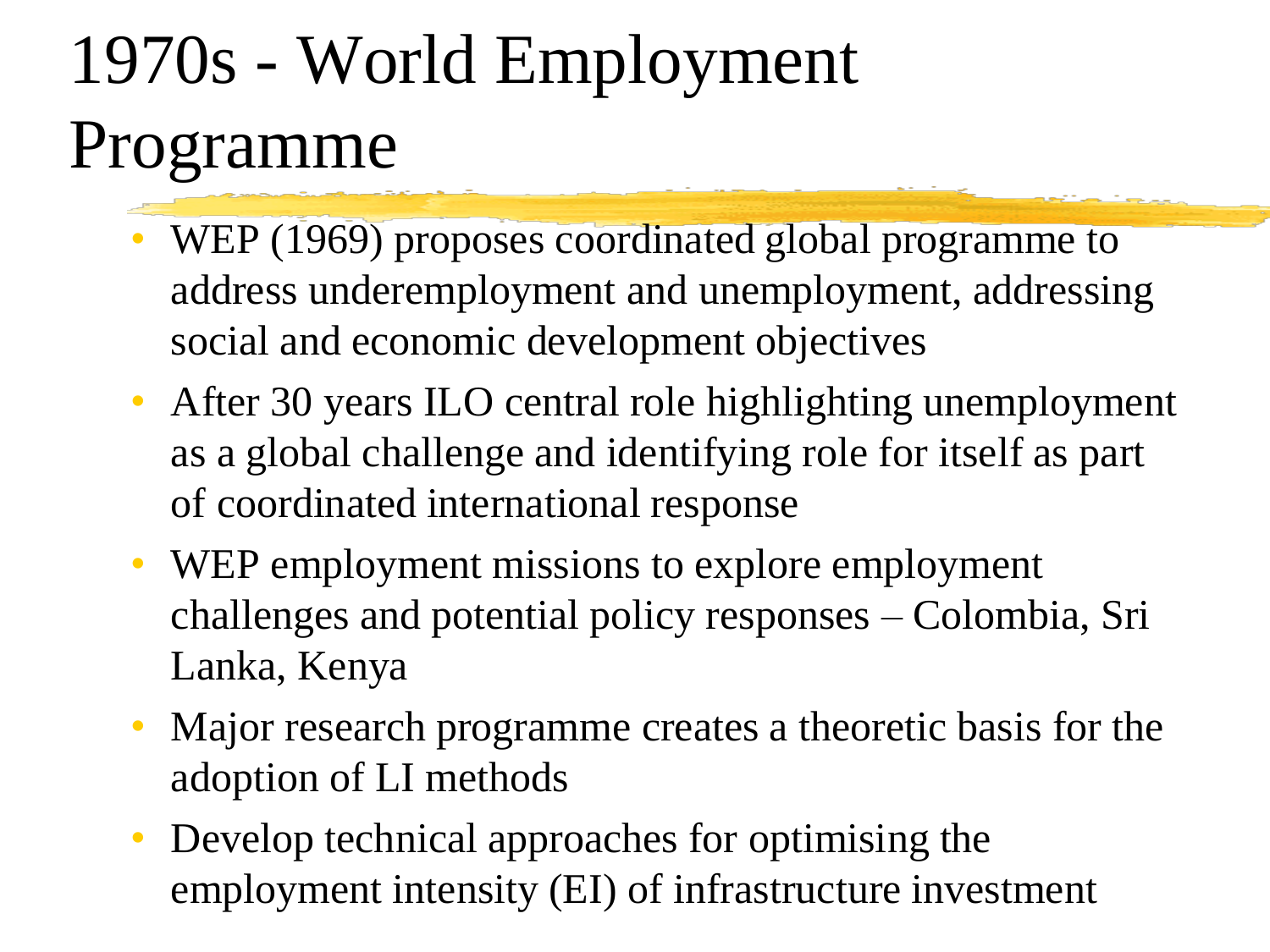# 1970s - World Employment Programme

- WEP (1969) proposes coordinated global programme to address underemployment and unemployment, addressing social and economic development objectives
- After 30 years ILO central role highlighting unemployment as a global challenge and identifying role for itself as part of coordinated international response
- WEP employment missions to explore employment challenges and potential policy responses – Colombia, Sri Lanka, Kenya
- Major research programme creates a theoretic basis for the adoption of LI methods
- Develop technical approaches for optimising the employment intensity (EI) of infrastructure investment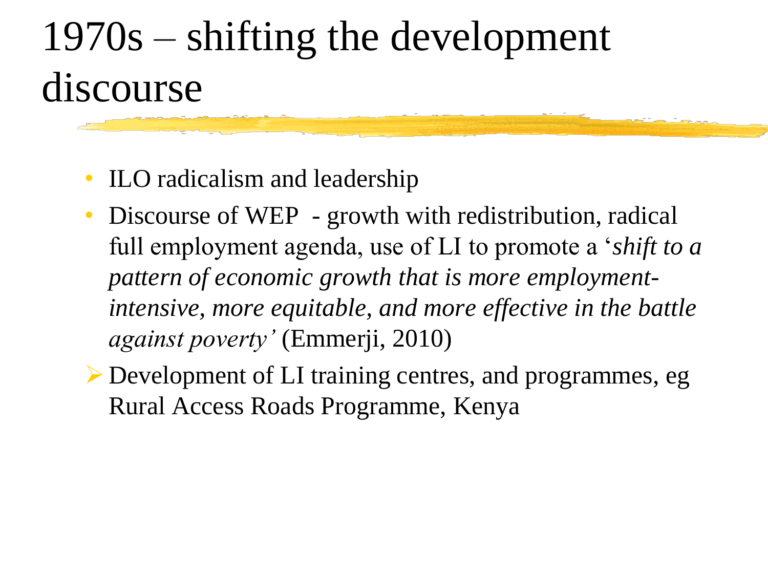# 1970s – shifting the development discourse

- ILO radicalism and leadership
- Discourse of WEP - growth with redistribution, radical full employment agenda, use of LI to promote a '*shift to a pattern of economic growth that is more employment-intensive, more equitable, and more effective in the battle against poverty'* (Emmerji, 2010)
  - Development of LI training centres, and programmes, eg Rural Access Roads Programme, Kenya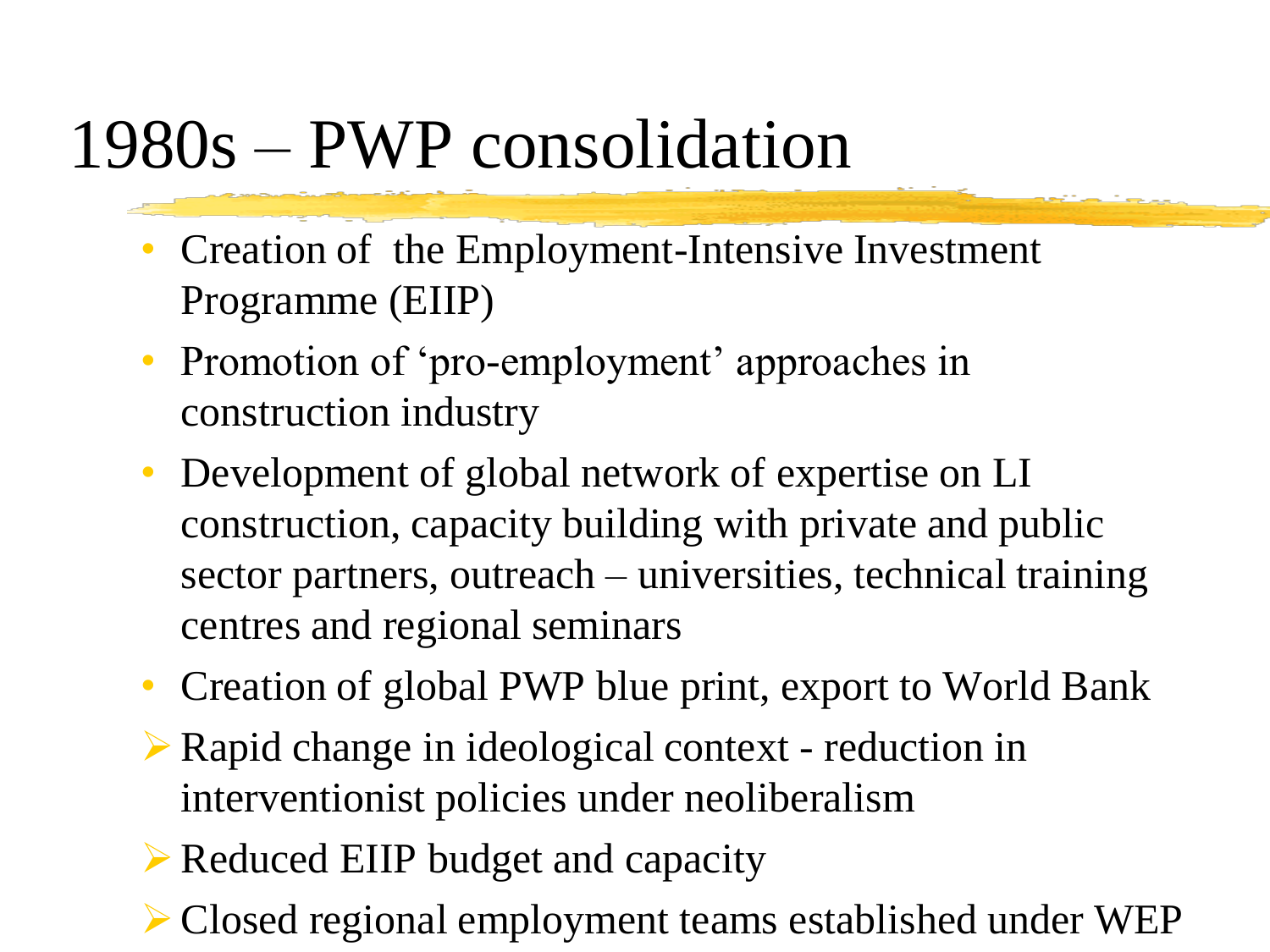# 1980s – PWP consolidation

- Creation of the Employment-Intensive Investment Programme (EIIP)
- Promotion of 'pro-employment' approaches in construction industry
- Development of global network of expertise on LI construction, capacity building with private and public sector partners, outreach – universities, technical training centres and regional seminars
- Creation of global PWP blue print, export to World Bank

- ➢ Rapid change in ideological context - reduction in interventionist policies under neoliberalism
- ➢ Reduced EIIP budget and capacity
- ➢ Closed regional employment teams established under WEP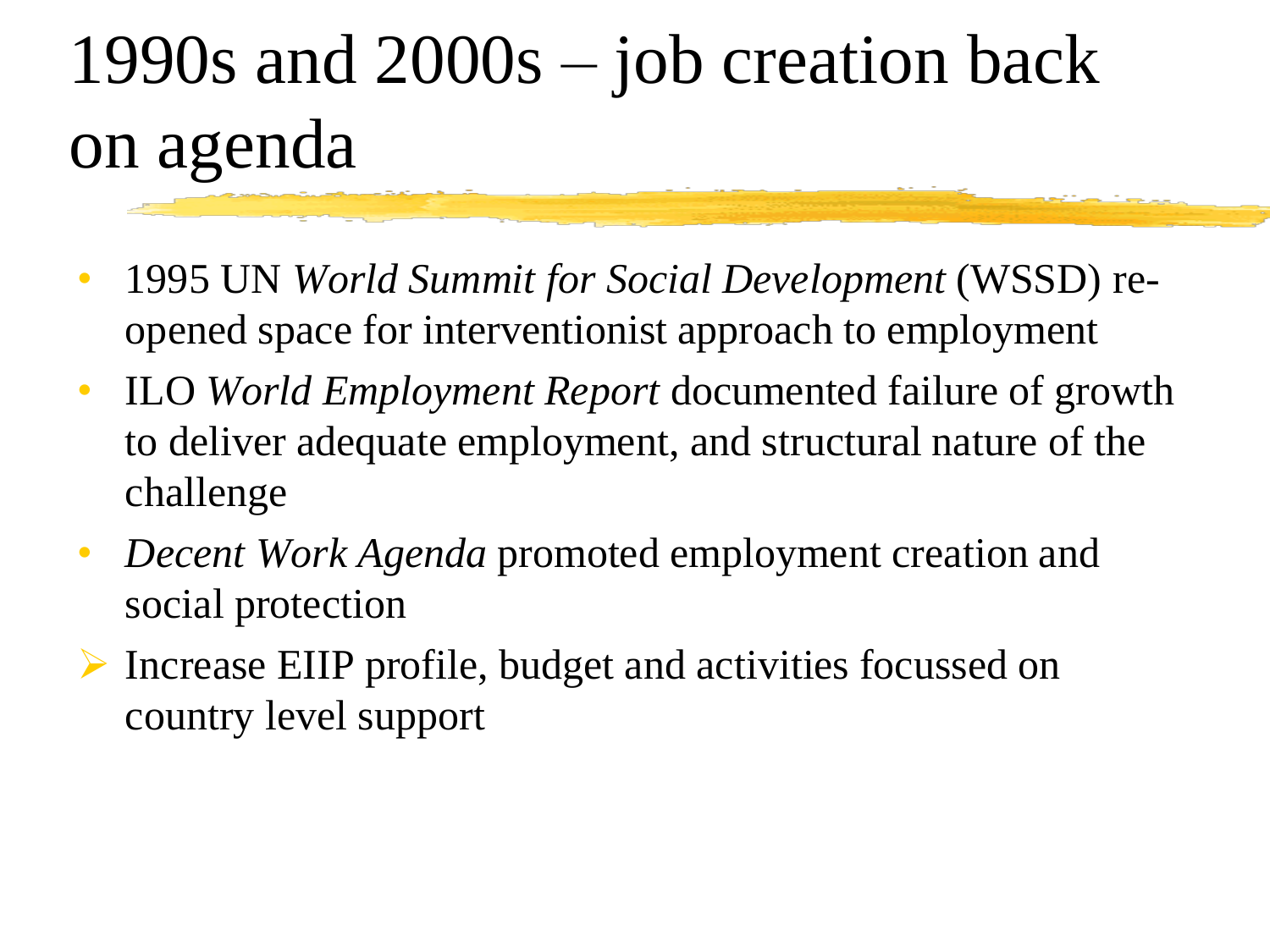# 1990s and 2000s – job creation back on agenda

- 1995 UN *World Summit for Social Development* (WSSD) re-opened space for interventionist approach to employment
- ILO *World Employment Report* documented failure of growth to deliver adequate employment, and structural nature of the challenge
- *Decent Work Agenda* promoted employment creation and social protection
- ➢ Increase EIIP profile, budget and activities focussed on country level support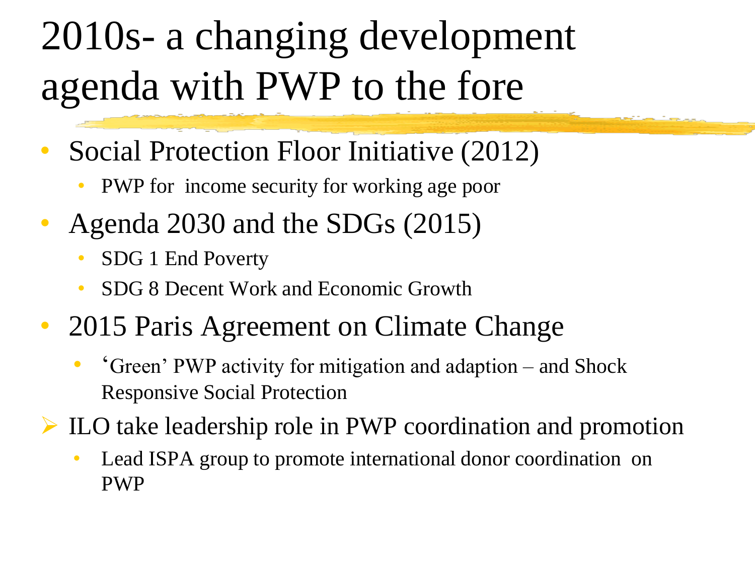# 2010s- a changing development agenda with PWP to the fore

- Social Protection Floor Initiative (2012)
  - PWP for income security for working age poor
- Agenda 2030 and the SDGs (2015)
  - SDG 1 End Poverty
  - SDG 8 Decent Work and Economic Growth
- 2015 Paris Agreement on Climate Change
  - 'Green' PWP activity for mitigation and adaption – and Shock Responsive Social Protection
- ILO take leadership role in PWP coordination and promotion
  - Lead ISPA group to promote international donor coordination on PWP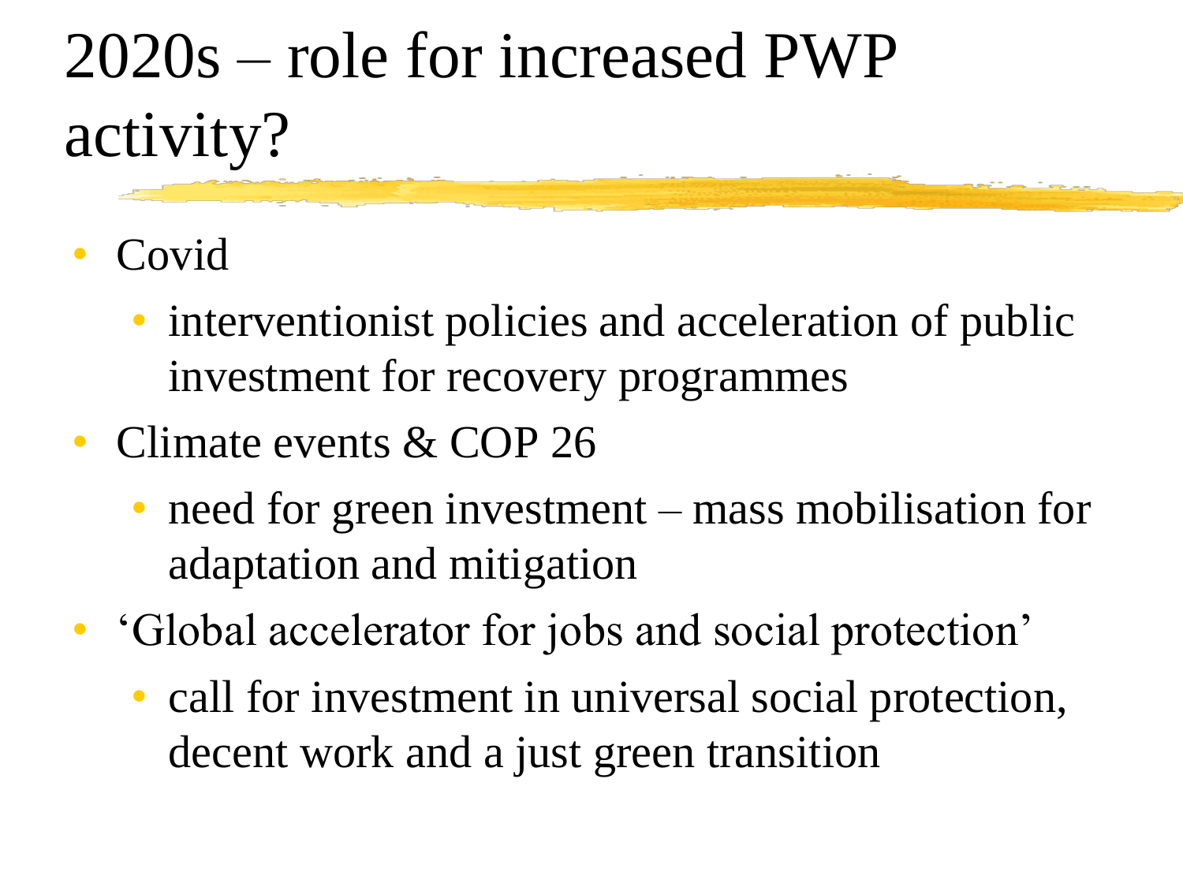# 2020s – role for increased PWP activity?

- Covid
  - interventionist policies and acceleration of public investment for recovery programmes
- Climate events & COP 26
  - need for green investment – mass mobilisation for adaptation and mitigation
- 'Global accelerator for jobs and social protection'
  - call for investment in universal social protection, decent work and a just green transition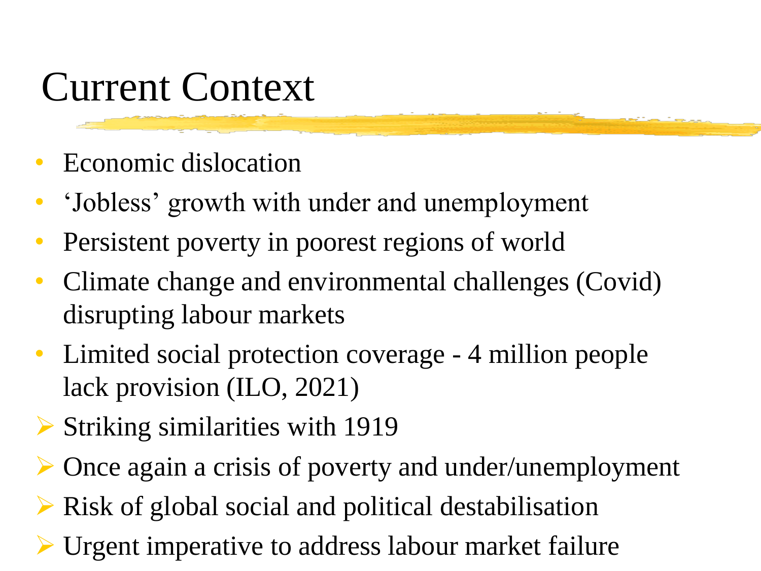# Current Context

- Economic dislocation
- 'Jobless' growth with under and unemployment
- Persistent poverty in poorest regions of world
- Climate change and environmental challenges (Covid) disrupting labour markets
- Limited social protection coverage - 4 million people lack provision (ILO, 2021)

- Striking similarities with 1919
- Once again a crisis of poverty and under/unemployment
- Risk of global social and political destabilisation
- Urgent imperative to address labour market failure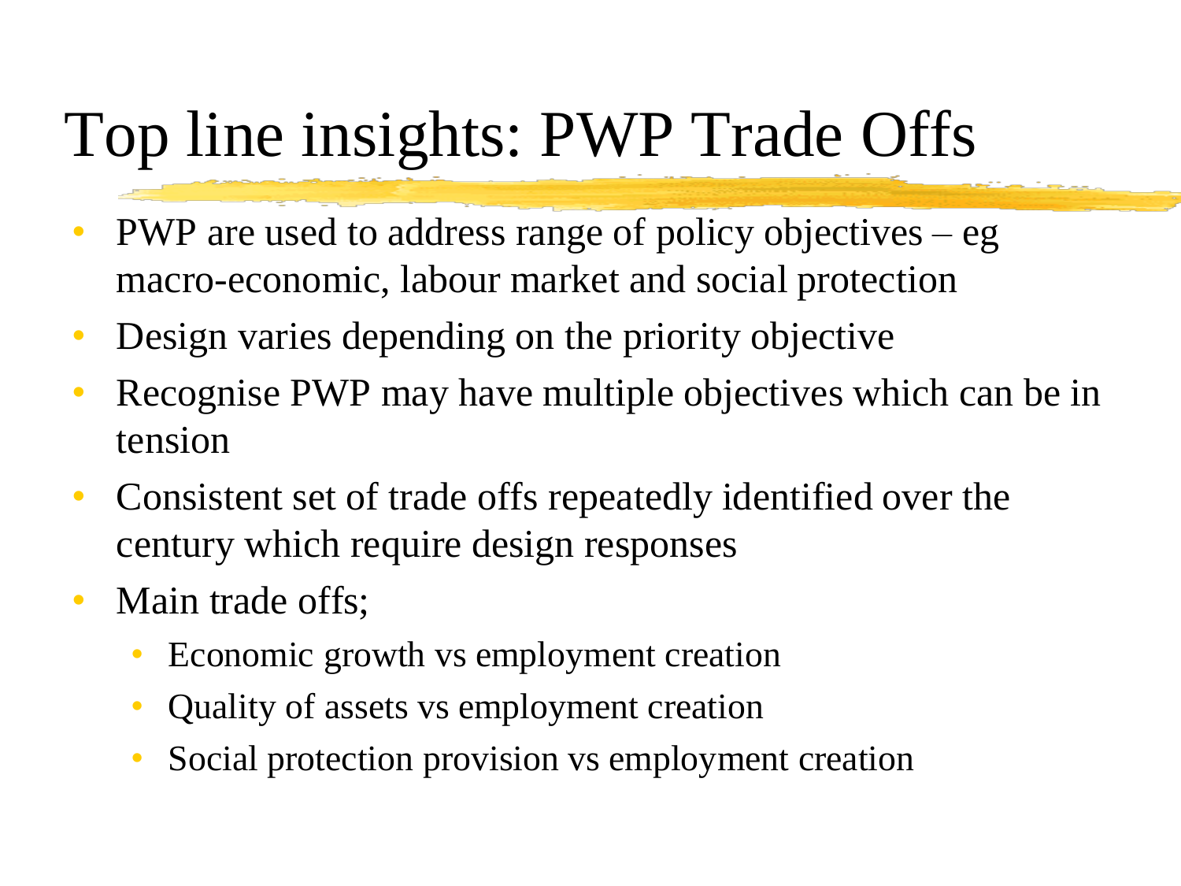# Top line insights: PWP Trade Offs

- PWP are used to address range of policy objectives – eg macro-economic, labour market and social protection
- Design varies depending on the priority objective
- Recognise PWP may have multiple objectives which can be in tension
- Consistent set of trade offs repeatedly identified over the century which require design responses
- Main trade offs;
  - Economic growth vs employment creation
  - Quality of assets vs employment creation
  - Social protection provision vs employment creation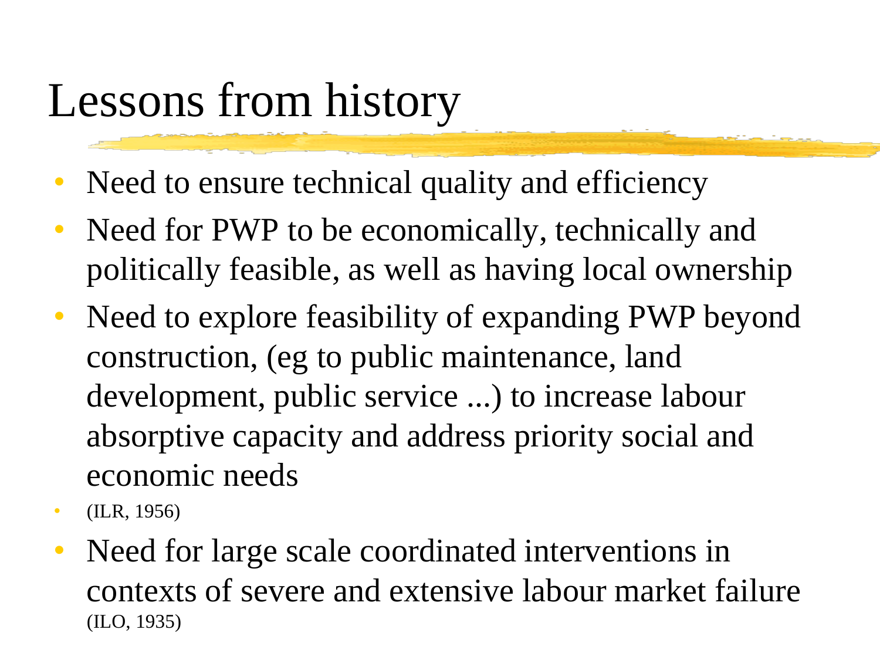# Lessons from history

- Need to ensure technical quality and efficiency
- Need for PWP to be economically, technically and politically feasible, as well as having local ownership
- Need to explore feasibility of expanding PWP beyond construction, (eg to public maintenance, land development, public service ...) to increase labour absorptive capacity and address priority social and economic needs
- (ILR, 1956)
- Need for large scale coordinated interventions in contexts of severe and extensive labour market failure (ILO, 1935)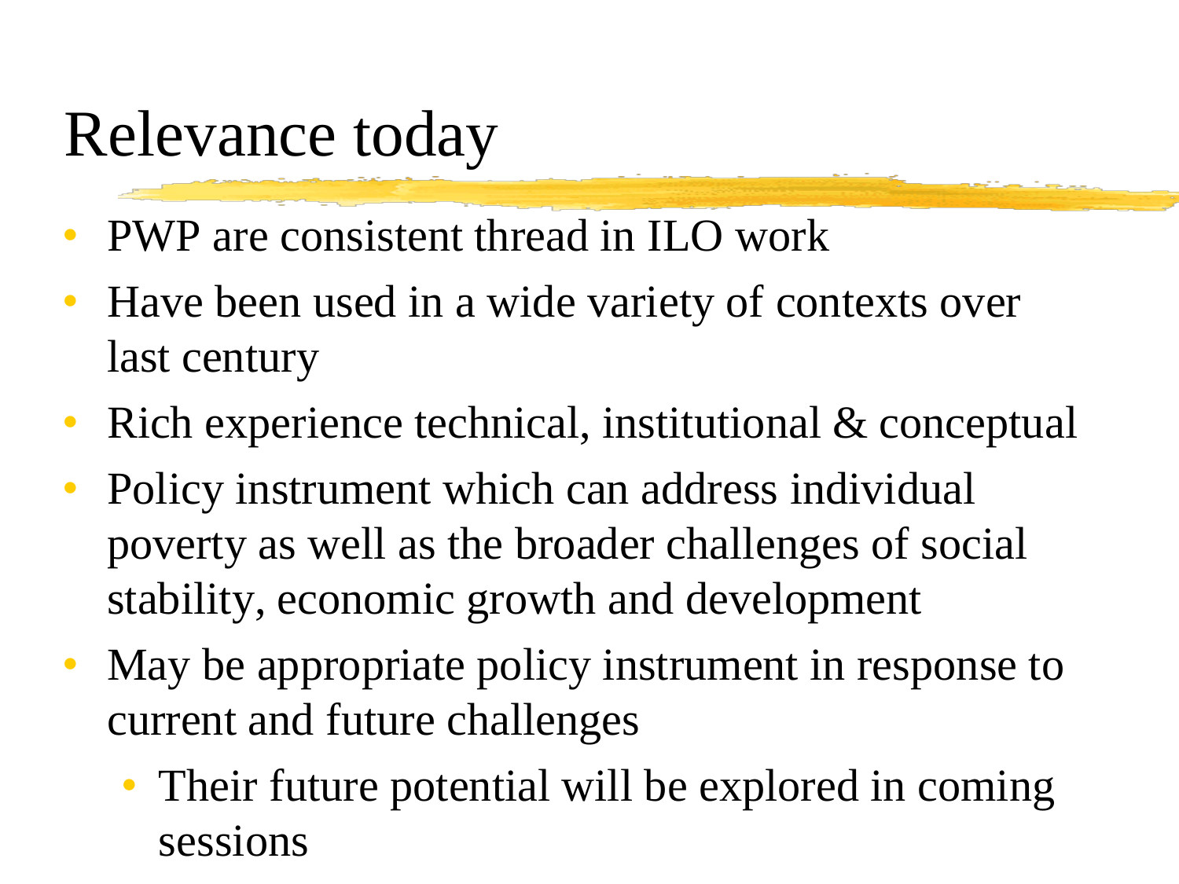# Relevance today

- PWP are consistent thread in ILO work
- Have been used in a wide variety of contexts over last century
- Rich experience technical, institutional & conceptual
- Policy instrument which can address individual poverty as well as the broader challenges of social stability, economic growth and development
- May be appropriate policy instrument in response to current and future challenges
  - Their future potential will be explored in coming sessions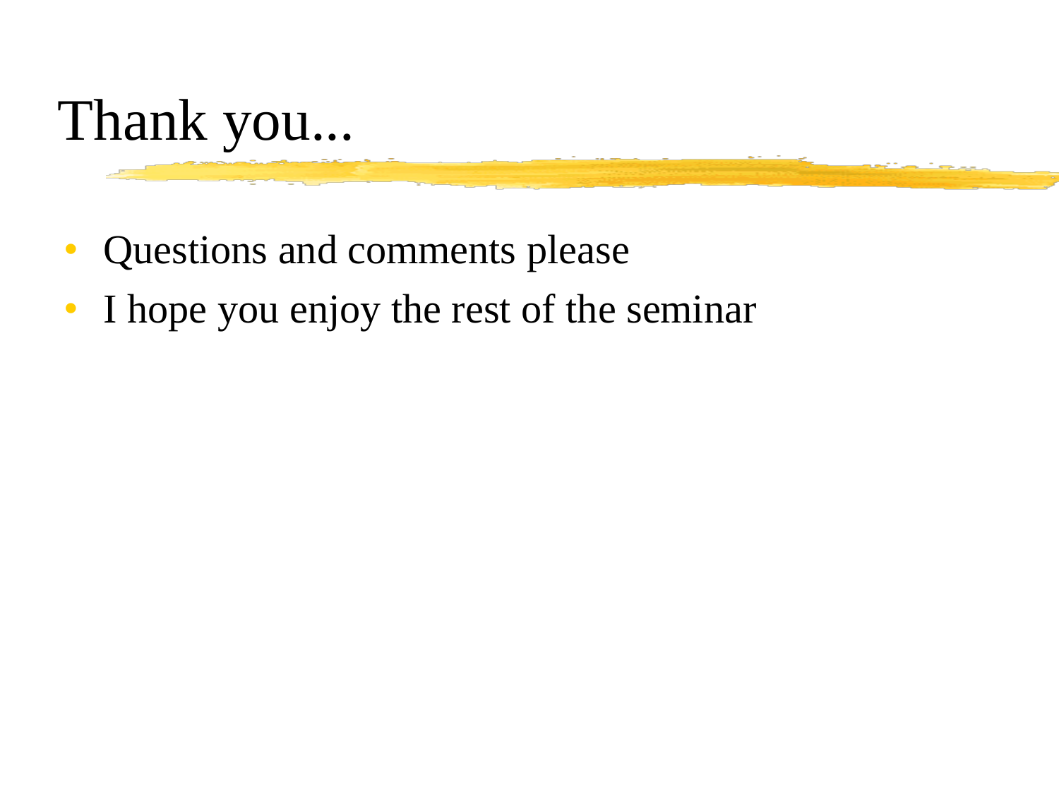# Thank you...

- Questions and comments please
- I hope you enjoy the rest of the seminar